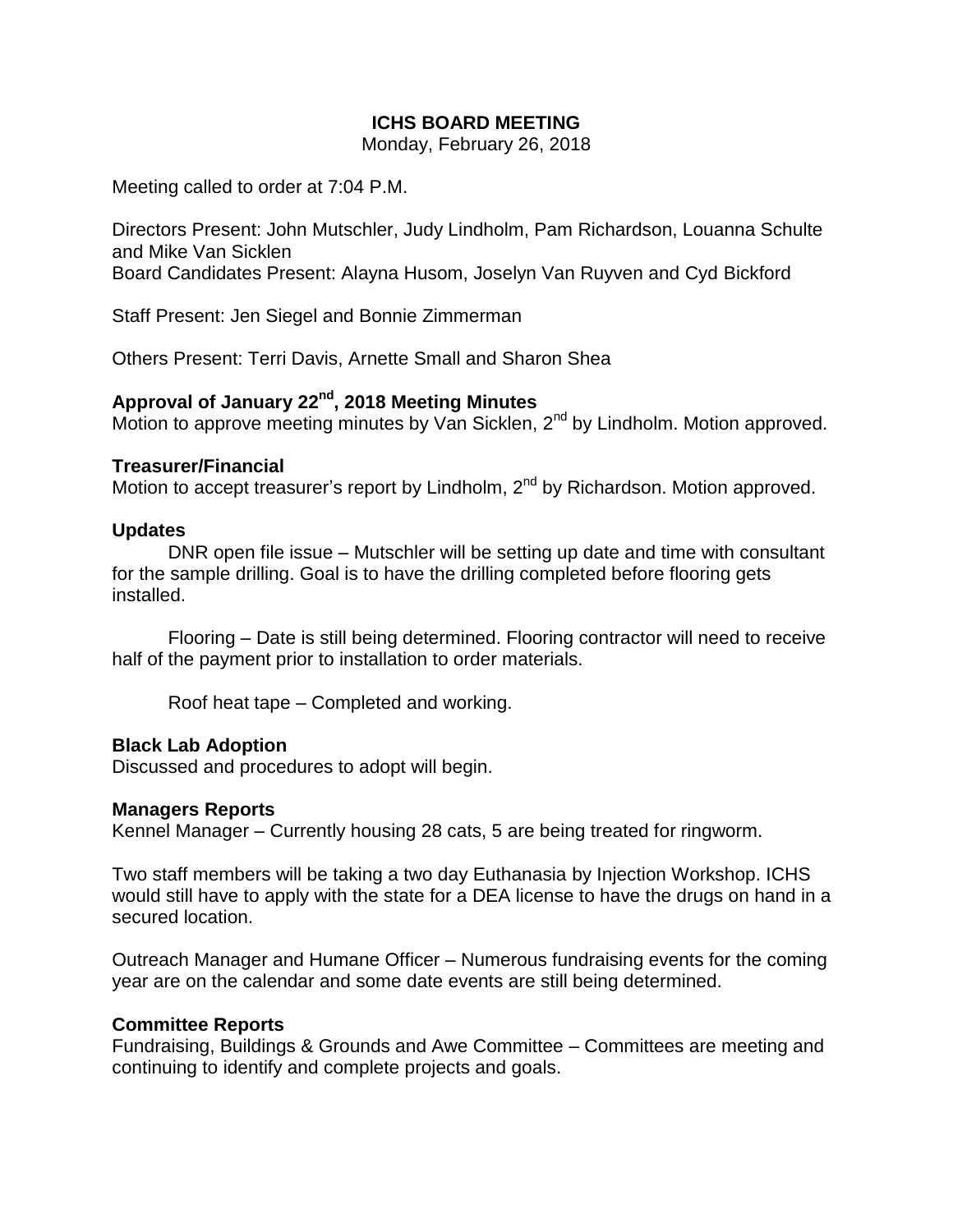# ICHS BOARD MEETING

Monday, February 26, 2018

Meeting called to order at 7:04 P.M.

Directors Present: John Mutschler, Judy Lindholm, Pam Richardson, Louanna Schulte and Mike Van Sicklen
Board Candidates Present: Alayna Husom, Joselyn Van Ruyven and Cyd Bickford

Staff Present: Jen Siegel and Bonnie Zimmerman

Others Present: Terri Davis, Arnette Small and Sharon Shea

## Approval of January 22nd, 2018 Meeting Minutes

Motion to approve meeting minutes by Van Sicklen, 2nd by Lindholm. Motion approved.

## Treasurer/Financial

Motion to accept treasurer's report by Lindholm, 2nd by Richardson. Motion approved.

## Updates

DNR open file issue – Mutschler will be setting up date and time with consultant for the sample drilling. Goal is to have the drilling completed before flooring gets installed.

Flooring – Date is still being determined. Flooring contractor will need to receive half of the payment prior to installation to order materials.

Roof heat tape – Completed and working.

## Black Lab Adoption

Discussed and procedures to adopt will begin.

## Managers Reports

Kennel Manager – Currently housing 28 cats, 5 are being treated for ringworm.

Two staff members will be taking a two day Euthanasia by Injection Workshop. ICHS would still have to apply with the state for a DEA license to have the drugs on hand in a secured location.

Outreach Manager and Humane Officer – Numerous fundraising events for the coming year are on the calendar and some date events are still being determined.

## Committee Reports

Fundraising, Buildings & Grounds and Awe Committee – Committees are meeting and continuing to identify and complete projects and goals.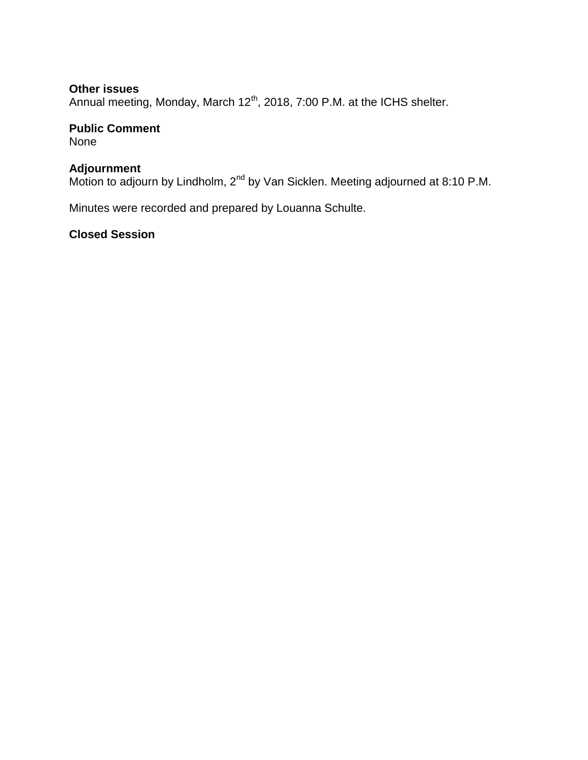**Other issues**
Annual meeting, Monday, March 12th, 2018, 7:00 P.M. at the ICHS shelter.

**Public Comment**
None

**Adjournment**
Motion to adjourn by Lindholm, 2nd by Van Sicklen. Meeting adjourned at 8:10 P.M.

Minutes were recorded and prepared by Louanna Schulte.

**Closed Session**